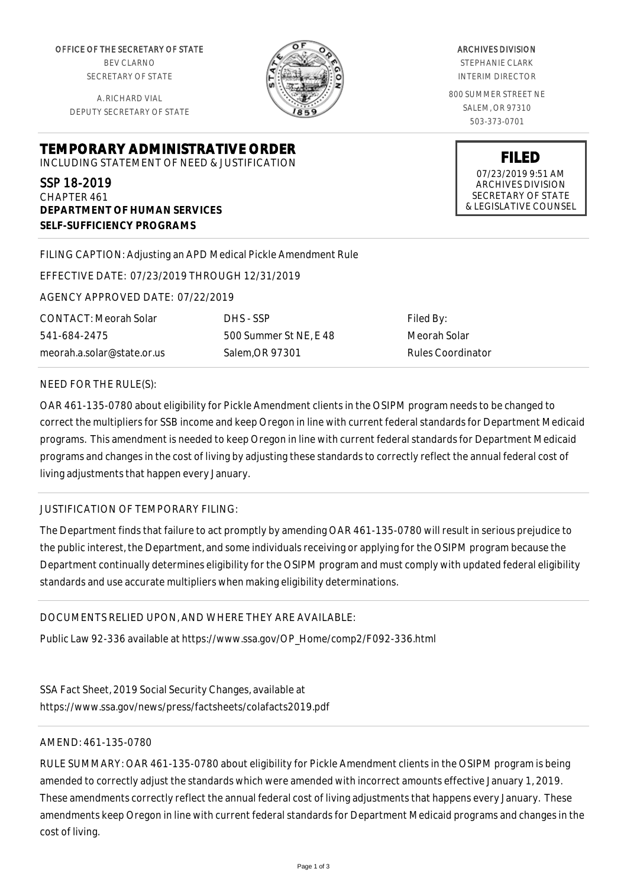OFFICE OF THE SECRETARY OF STATE
BEV CLARNO
SECRETARY OF STATE

A. RICHARD VIAL
DEPUTY SECRETARY OF STATE

ARCHIVES DIVISION
STEPHANIE CLARK
INTERIM DIRECTOR

800 SUMMER STREET NE
SALEM, OR 97310
503-373-0701

**FILED**
07/23/2019 9:51 AM
ARCHIVES DIVISION
SECRETARY OF STATE
& LEGISLATIVE COUNSEL

# TEMPORARY ADMINISTRATIVE ORDER

INCLUDING STATEMENT OF NEED & JUSTIFICATION

SSP 18-2019
CHAPTER 461
**DEPARTMENT OF HUMAN SERVICES**
**SELF-SUFFICIENCY PROGRAMS**

FILING CAPTION: Adjusting an APD Medical Pickle Amendment Rule

EFFECTIVE DATE: 07/23/2019 THROUGH 12/31/2019

AGENCY APPROVED DATE: 07/22/2019

| | | |
|---|---|---|
| CONTACT: Meorah Solar | DHS - SSP | Filed By: |
| 541-684-2475 | 500 Summer St NE, E 48 | Meorah Solar |
| meorah.a.solar@state.or.us | Salem,OR 97301 | Rules Coordinator |

NEED FOR THE RULE(S):

OAR 461-135-0780 about eligibility for Pickle Amendment clients in the OSIPM program needs to be changed to correct the multipliers for SSB income and keep Oregon in line with current federal standards for Department Medicaid programs. This amendment is needed to keep Oregon in line with current federal standards for Department Medicaid programs and changes in the cost of living by adjusting these standards to correctly reflect the annual federal cost of living adjustments that happen every January.

JUSTIFICATION OF TEMPORARY FILING:

The Department finds that failure to act promptly by amending OAR 461-135-0780 will result in serious prejudice to the public interest, the Department, and some individuals receiving or applying for the OSIPM program because the Department continually determines eligibility for the OSIPM program and must comply with updated federal eligibility standards and use accurate multipliers when making eligibility determinations.

DOCUMENTS RELIED UPON, AND WHERE THEY ARE AVAILABLE:

Public Law 92-336 available at https://www.ssa.gov/OP_Home/comp2/F092-336.html

SSA Fact Sheet, 2019 Social Security Changes, available at
https://www.ssa.gov/news/press/factsheets/colafacts2019.pdf

AMEND: 461-135-0780

RULE SUMMARY: OAR 461-135-0780 about eligibility for Pickle Amendment clients in the OSIPM program is being amended to correctly adjust the standards which were amended with incorrect amounts effective January 1, 2019. These amendments correctly reflect the annual federal cost of living adjustments that happens every January. These amendments keep Oregon in line with current federal standards for Department Medicaid programs and changes in the cost of living.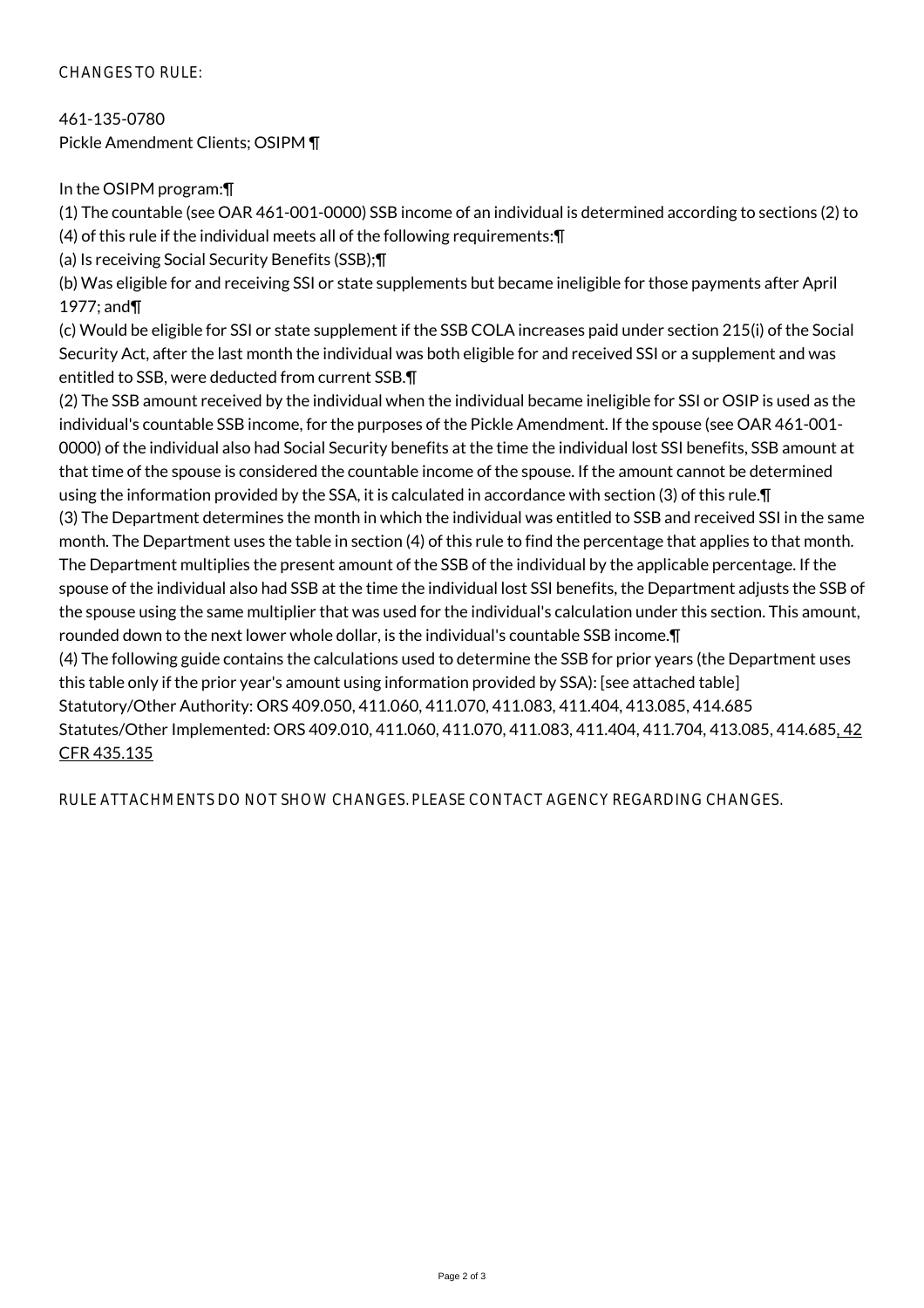CHANGES TO RULE:

461-135-0780
Pickle Amendment Clients; OSIPM ¶

In the OSIPM program:¶

(1) The countable (see OAR 461-001-0000) SSB income of an individual is determined according to sections (2) to (4) of this rule if the individual meets all of the following requirements:¶

(a) Is receiving Social Security Benefits (SSB);¶

(b) Was eligible for and receiving SSI or state supplements but became ineligible for those payments after April 1977; and¶

(c) Would be eligible for SSI or state supplement if the SSB COLA increases paid under section 215(i) of the Social Security Act, after the last month the individual was both eligible for and received SSI or a supplement and was entitled to SSB, were deducted from current SSB.¶

(2) The SSB amount received by the individual when the individual became ineligible for SSI or OSIP is used as the individual's countable SSB income, for the purposes of the Pickle Amendment. If the spouse (see OAR 461-001-0000) of the individual also had Social Security benefits at the time the individual lost SSI benefits, SSB amount at that time of the spouse is considered the countable income of the spouse. If the amount cannot be determined using the information provided by the SSA, it is calculated in accordance with section (3) of this rule.¶

(3) The Department determines the month in which the individual was entitled to SSB and received SSI in the same month. The Department uses the table in section (4) of this rule to find the percentage that applies to that month. The Department multiplies the present amount of the SSB of the individual by the applicable percentage. If the spouse of the individual also had SSB at the time the individual lost SSI benefits, the Department adjusts the SSB of the spouse using the same multiplier that was used for the individual's calculation under this section. This amount, rounded down to the next lower whole dollar, is the individual's countable SSB income.¶

(4) The following guide contains the calculations used to determine the SSB for prior years (the Department uses this table only if the prior year's amount using information provided by SSA): [see attached table]

Statutory/Other Authority: ORS 409.050, 411.060, 411.070, 411.083, 411.404, 413.085, 414.685

Statutes/Other Implemented: ORS 409.010, 411.060, 411.070, 411.083, 411.404, 411.704, 413.085, 414.685, 42 CFR 435.135

RULE ATTACHMENTS DO NOT SHOW CHANGES. PLEASE CONTACT AGENCY REGARDING CHANGES.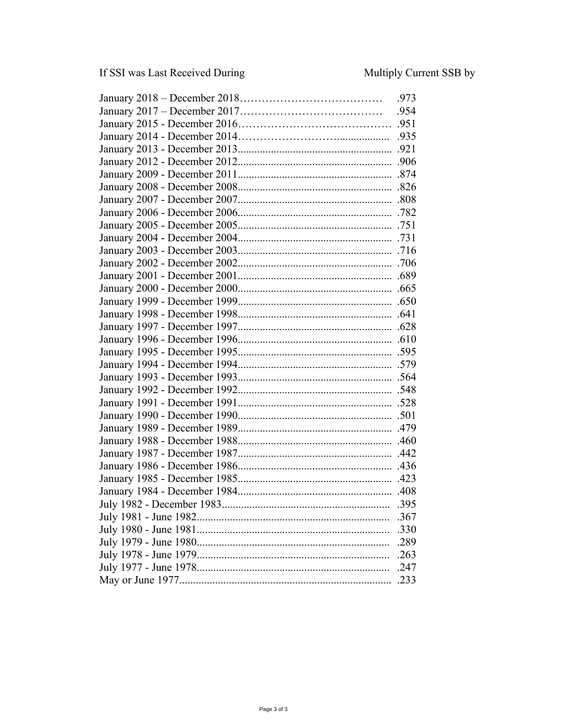| If SSI was Last Received During | Multiply Current SSB by |
|---|---|
| January 2018 – December 2018 | .973 |
| January 2017 – December 2017 | .954 |
| January 2015 - December 2016 | .951 |
| January 2014 - December 2014 | .935 |
| January 2013 - December 2013 | .921 |
| January 2012 - December 2012 | .906 |
| January 2009 - December 2011 | .874 |
| January 2008 - December 2008 | .826 |
| January 2007 - December 2007 | .808 |
| January 2006 - December 2006 | .782 |
| January 2005 - December 2005 | .751 |
| January 2004 - December 2004 | .731 |
| January 2003 - December 2003 | .716 |
| January 2002 - December 2002 | .706 |
| January 2001 - December 2001 | .689 |
| January 2000 - December 2000 | .665 |
| January 1999 - December 1999 | .650 |
| January 1998 - December 1998 | .641 |
| January 1997 - December 1997 | .628 |
| January 1996 - December 1996 | .610 |
| January 1995 - December 1995 | .595 |
| January 1994 - December 1994 | .579 |
| January 1993 - December 1993 | .564 |
| January 1992 - December 1992 | .548 |
| January 1991 - December 1991 | .528 |
| January 1990 - December 1990 | .501 |
| January 1989 - December 1989 | .479 |
| January 1988 - December 1988 | .460 |
| January 1987 - December 1987 | .442 |
| January 1986 - December 1986 | .436 |
| January 1985 - December 1985 | .423 |
| January 1984 - December 1984 | .408 |
| July 1982 - December 1983 | .395 |
| July 1981 - June 1982 | .367 |
| July 1980 - June 1981 | .330 |
| July 1979 - June 1980 | .289 |
| July 1978 - June 1979 | .263 |
| July 1977 - June 1978 | .247 |
| May or June 1977 | .233 |